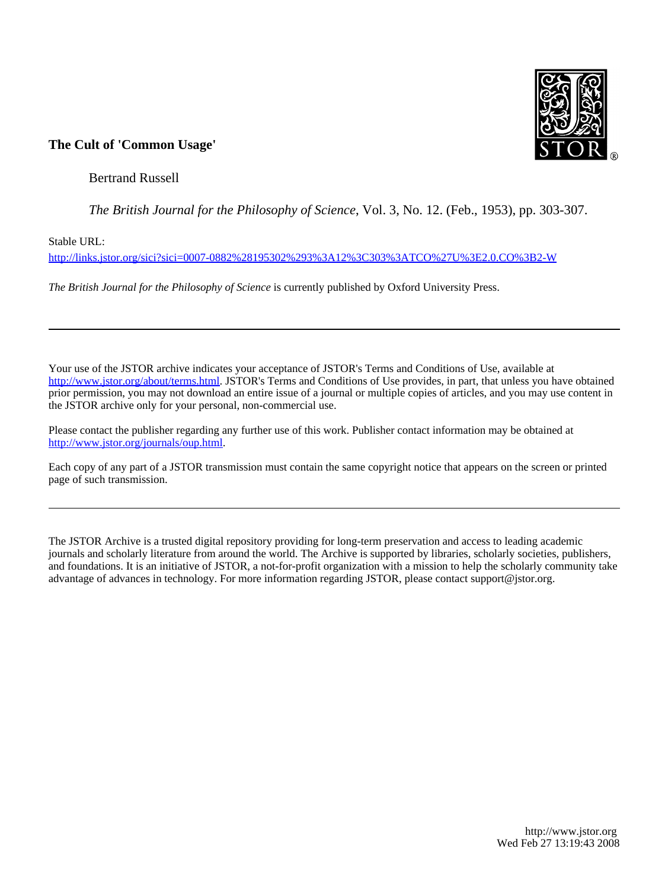**The Cult of 'Common Usage'**

Bertrand Russell

*The British Journal for the Philosophy of Science*, Vol. 3, No. 12. (Feb., 1953), pp. 303-307.

Stable URL:

http://links.jstor.org/sici?sici=0007-0882%28195302%293%3A12%3C303%3ATCO%27U%3E2.0.CO%3B2-W

*The British Journal for the Philosophy of Science* is currently published by Oxford University Press.

---

Your use of the JSTOR archive indicates your acceptance of JSTOR's Terms and Conditions of Use, available at http://www.jstor.org/about/terms.html. JSTOR's Terms and Conditions of Use provides, in part, that unless you have obtained prior permission, you may not download an entire issue of a journal or multiple copies of articles, and you may use content in the JSTOR archive only for your personal, non-commercial use.

Please contact the publisher regarding any further use of this work. Publisher contact information may be obtained at http://www.jstor.org/journals/oup.html.

Each copy of any part of a JSTOR transmission must contain the same copyright notice that appears on the screen or printed page of such transmission.

---

The JSTOR Archive is a trusted digital repository providing for long-term preservation and access to leading academic journals and scholarly literature from around the world. The Archive is supported by libraries, scholarly societies, publishers, and foundations. It is an initiative of JSTOR, a not-for-profit organization with a mission to help the scholarly community take advantage of advances in technology. For more information regarding JSTOR, please contact support@jstor.org.

http://www.jstor.org
Wed Feb 27 13:19:43 2008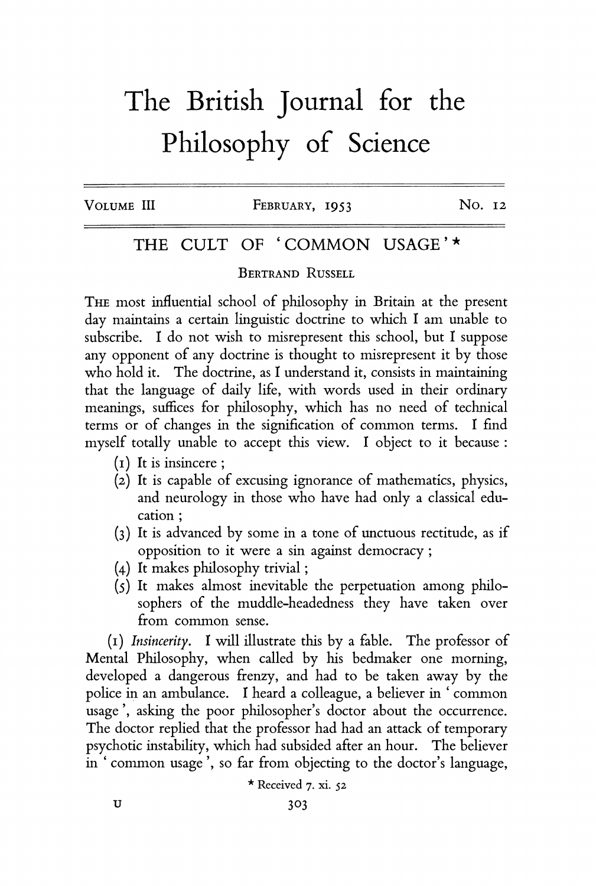# The British Journal for the Philosophy of Science

VOLUME III | FEBRUARY, 1953 | NO. 12

## THE CULT OF 'COMMON USAGE'*

BERTRAND RUSSELL

THE most influential school of philosophy in Britain at the present day maintains a certain linguistic doctrine to which I am unable to subscribe. I do not wish to misrepresent this school, but I suppose any opponent of any doctrine is thought to misrepresent it by those who hold it. The doctrine, as I understand it, consists in maintaining that the language of daily life, with words used in their ordinary meanings, suffices for philosophy, which has no need of technical terms or of changes in the signification of common terms. I find myself totally unable to accept this view. I object to it because:

(1) It is insincere;

(2) It is capable of excusing ignorance of mathematics, physics, and neurology in those who have had only a classical education;

(3) It is advanced by some in a tone of unctuous rectitude, as if opposition to it were a sin against democracy;

(4) It makes philosophy trivial;

(5) It makes almost inevitable the perpetuation among philosophers of the muddle-headedness they have taken over from common sense.

(1) *Insincerity*. I will illustrate this by a fable. The professor of Mental Philosophy, when called by his bedmaker one morning, developed a dangerous frenzy, and had to be taken away by the police in an ambulance. I heard a colleague, a believer in 'common usage', asking the poor philosopher's doctor about the occurrence. The doctor replied that the professor had had an attack of temporary psychotic instability, which had subsided after an hour. The believer in 'common usage', so far from objecting to the doctor's language,

\* Received 7. xi. 52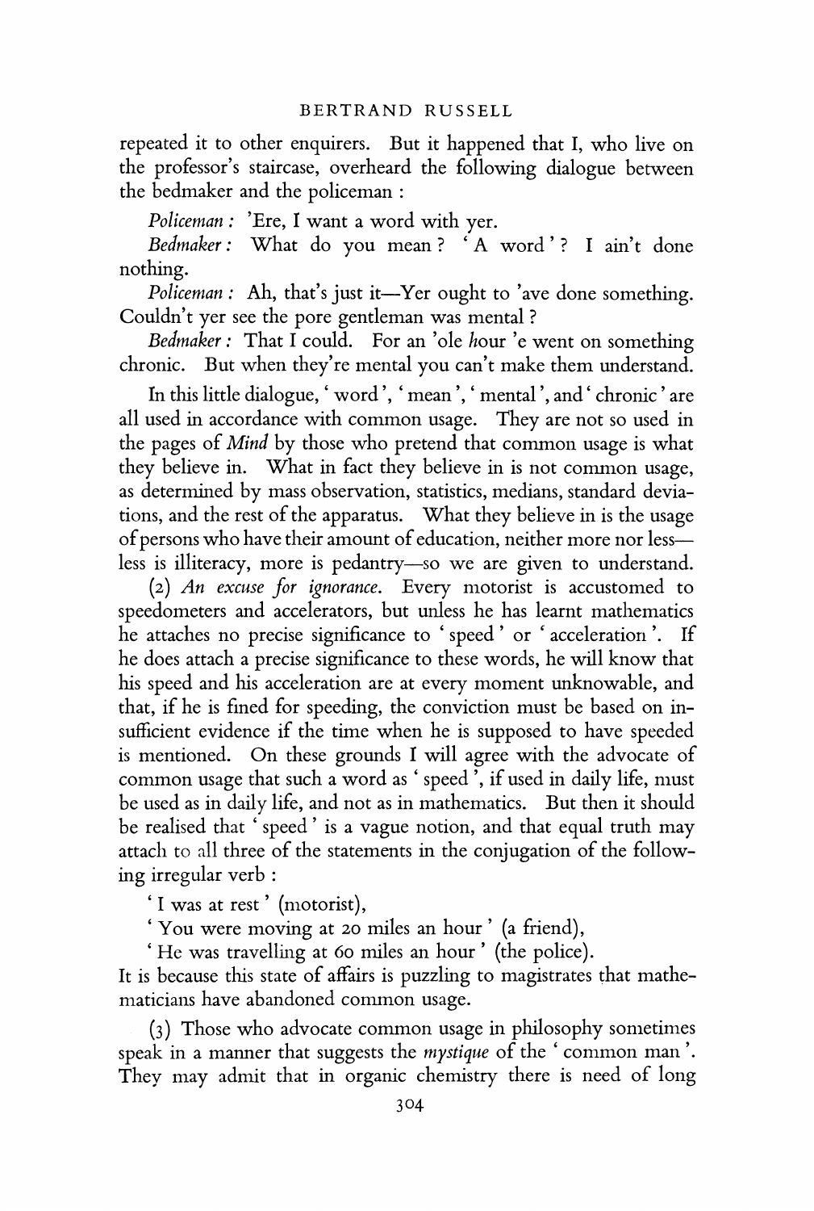repeated it to other enquirers. But it happened that I, who live on the professor's staircase, overheard the following dialogue between the bedmaker and the policeman :

*Policeman :* 'Ere, I want a word with yer.

*Bedmaker :* What do you mean ? 'A word' ? I ain't done nothing.

*Policeman :* Ah, that's just it—Yer ought to 'ave done something. Couldn't yer see the pore gentleman was mental ?

*Bedmaker :* That I could. For an 'ole *h*our 'e went on something chronic. But when they're mental you can't make them understand.

In this little dialogue, 'word', 'mean', 'mental', and 'chronic' are all used in accordance with common usage. They are not so used in the pages of *Mind* by those who pretend that common usage is what they believe in. What in fact they believe in is not common usage, as determined by mass observation, statistics, medians, standard deviations, and the rest of the apparatus. What they believe in is the usage of persons who have their amount of education, neither more nor less—less is illiteracy, more is pedantry—so we are given to understand.

(2) *An excuse for ignorance.* Every motorist is accustomed to speedometers and accelerators, but unless he has learnt mathematics he attaches no precise significance to 'speed' or 'acceleration'. If he does attach a precise significance to these words, he will know that his speed and his acceleration are at every moment unknowable, and that, if he is fined for speeding, the conviction must be based on insufficient evidence if the time when he is supposed to have speeded is mentioned. On these grounds I will agree with the advocate of common usage that such a word as 'speed', if used in daily life, must be used as in daily life, and not as in mathematics. But then it should be realised that 'speed' is a vague notion, and that equal truth may attach to all three of the statements in the conjugation of the following irregular verb :

'I was at rest' (motorist),
'You were moving at 20 miles an hour' (a friend),
'He was travelling at 60 miles an hour' (the police).

It is because this state of affairs is puzzling to magistrates that mathematicians have abandoned common usage.

(3) Those who advocate common usage in philosophy sometimes speak in a manner that suggests the *mystique* of the 'common man'. They may admit that in organic chemistry there is need of long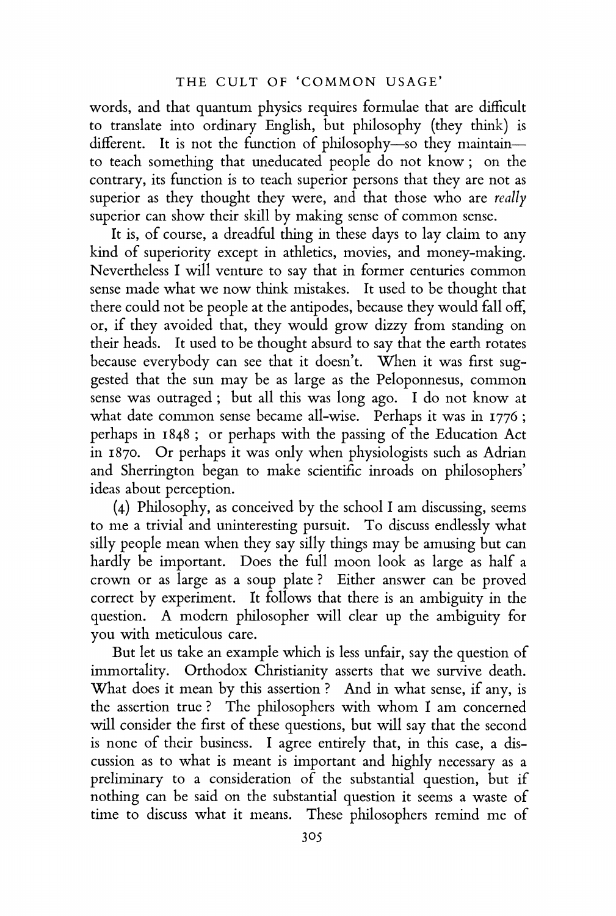words, and that quantum physics requires formulae that are difficult to translate into ordinary English, but philosophy (they think) is different. It is not the function of philosophy—so they maintain—to teach something that uneducated people do not know; on the contrary, its function is to teach superior persons that they are not as superior as they thought they were, and that those who are *really* superior can show their skill by making sense of common sense.

It is, of course, a dreadful thing in these days to lay claim to any kind of superiority except in athletics, movies, and money-making. Nevertheless I will venture to say that in former centuries common sense made what we now think mistakes. It used to be thought that there could not be people at the antipodes, because they would fall off, or, if they avoided that, they would grow dizzy from standing on their heads. It used to be thought absurd to say that the earth rotates because everybody can see that it doesn't. When it was first suggested that the sun may be as large as the Peloponnesus, common sense was outraged; but all this was long ago. I do not know at what date common sense became all-wise. Perhaps it was in 1776; perhaps in 1848; or perhaps with the passing of the Education Act in 1870. Or perhaps it was only when physiologists such as Adrian and Sherrington began to make scientific inroads on philosophers' ideas about perception.

(4) Philosophy, as conceived by the school I am discussing, seems to me a trivial and uninteresting pursuit. To discuss endlessly what silly people mean when they say silly things may be amusing but can hardly be important. Does the full moon look as large as half a crown or as large as a soup plate? Either answer can be proved correct by experiment. It follows that there is an ambiguity in the question. A modern philosopher will clear up the ambiguity for you with meticulous care.

But let us take an example which is less unfair, say the question of immortality. Orthodox Christianity asserts that we survive death. What does it mean by this assertion? And in what sense, if any, is the assertion true? The philosophers with whom I am concerned will consider the first of these questions, but will say that the second is none of their business. I agree entirely that, in this case, a discussion as to what is meant is important and highly necessary as a preliminary to a consideration of the substantial question, but if nothing can be said on the substantial question it seems a waste of time to discuss what it means. These philosophers remind me of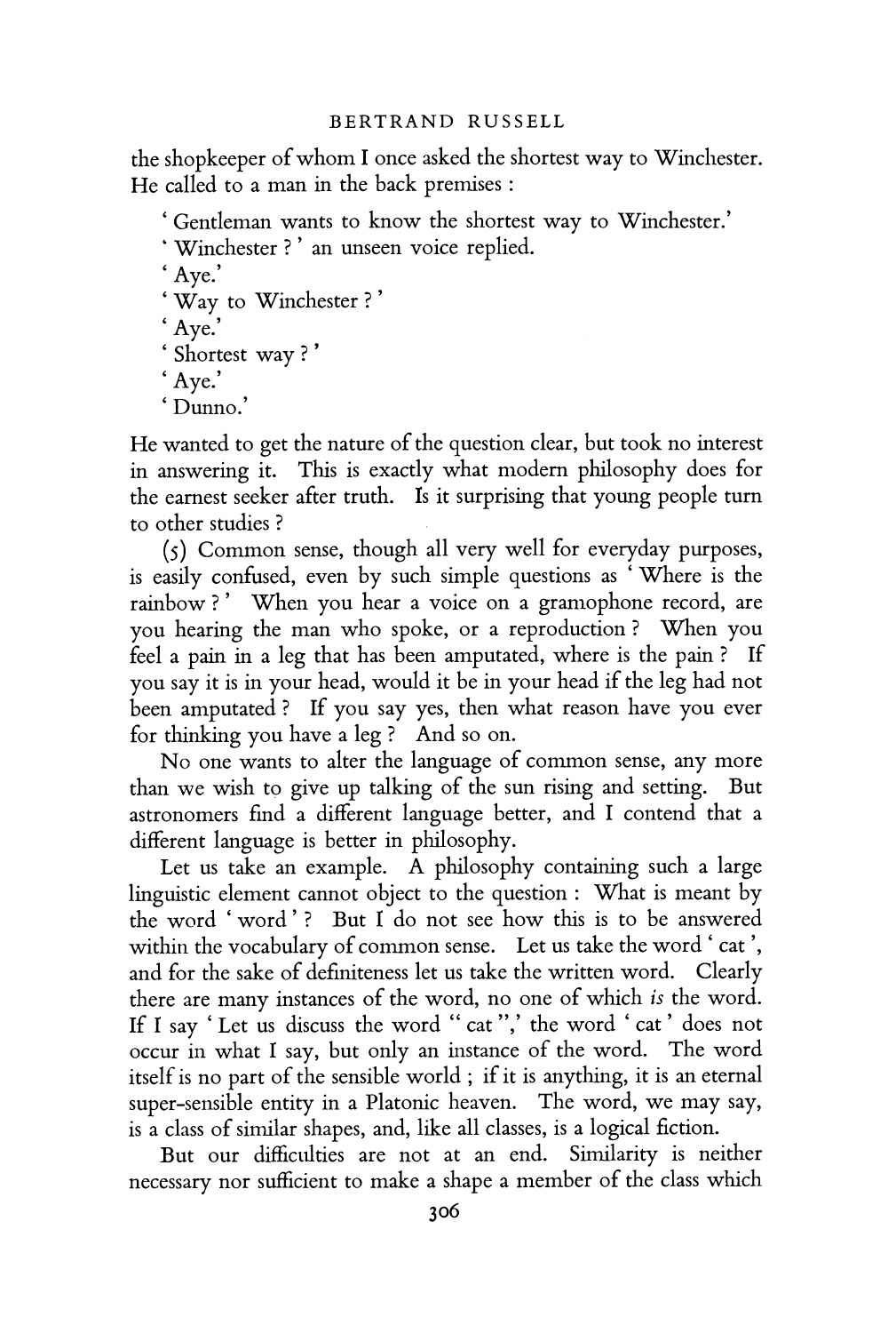the shopkeeper of whom I once asked the shortest way to Winchester. He called to a man in the back premises :

'Gentleman wants to know the shortest way to Winchester.'

'Winchester ?' an unseen voice replied.

'Aye.'

'Way to Winchester ?'

'Aye.'

'Shortest way ?'

'Aye.'

'Dunno.'

He wanted to get the nature of the question clear, but took no interest in answering it. This is exactly what modern philosophy does for the earnest seeker after truth. Is it surprising that young people turn to other studies ?

(5) Common sense, though all very well for everyday purposes, is easily confused, even by such simple questions as 'Where is the rainbow ?' When you hear a voice on a gramophone record, are you hearing the man who spoke, or a reproduction ? When you feel a pain in a leg that has been amputated, where is the pain ? If you say it is in your head, would it be in your head if the leg had not been amputated ? If you say yes, then what reason have you ever for thinking you have a leg ? And so on.

No one wants to alter the language of common sense, any more than we wish to give up talking of the sun rising and setting. But astronomers find a different language better, and I contend that a different language is better in philosophy.

Let us take an example. A philosophy containing such a large linguistic element cannot object to the question : What is meant by the word 'word' ? But I do not see how this is to be answered within the vocabulary of common sense. Let us take the word 'cat', and for the sake of definiteness let us take the written word. Clearly there are many instances of the word, no one of which *is* the word. If I say 'Let us discuss the word "cat",' the word 'cat' does not occur in what I say, but only an instance of the word. The word itself is no part of the sensible world ; if it is anything, it is an eternal super-sensible entity in a Platonic heaven. The word, we may say, is a class of similar shapes, and, like all classes, is a logical fiction.

But our difficulties are not at an end. Similarity is neither necessary nor sufficient to make a shape a member of the class which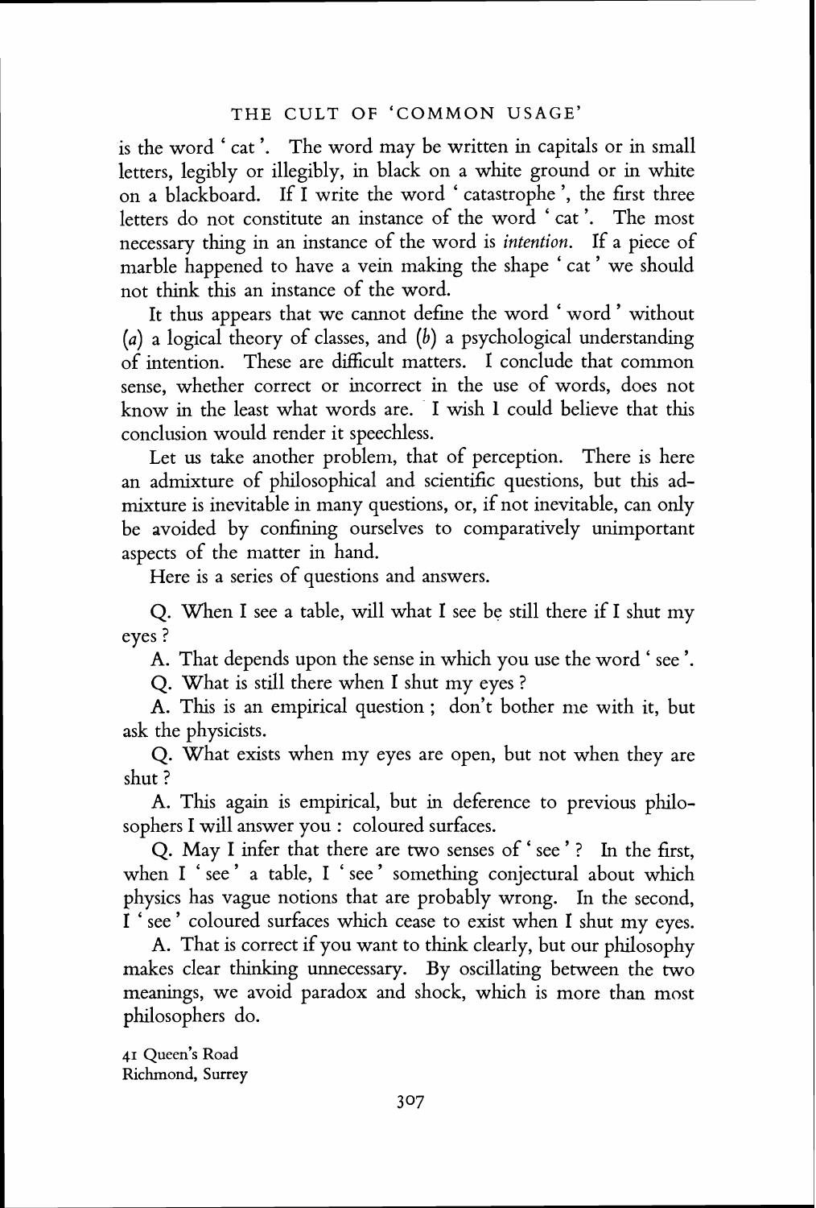is the word ' cat '. The word may be written in capitals or in small letters, legibly or illegibly, in black on a white ground or in white on a blackboard. If I write the word ' catastrophe ', the first three letters do not constitute an instance of the word ' cat '. The most necessary thing in an instance of the word is *intention*. If a piece of marble happened to have a vein making the shape ' cat ' we should not think this an instance of the word.

It thus appears that we cannot define the word ' word ' without (*a*) a logical theory of classes, and (*b*) a psychological understanding of intention. These are difficult matters. I conclude that common sense, whether correct or incorrect in the use of words, does not know in the least what words are. I wish I could believe that this conclusion would render it speechless.

Let us take another problem, that of perception. There is here an admixture of philosophical and scientific questions, but this admixture is inevitable in many questions, or, if not inevitable, can only be avoided by confining ourselves to comparatively unimportant aspects of the matter in hand.

Here is a series of questions and answers.

Q. When I see a table, will what I see be still there if I shut my eyes ?

A. That depends upon the sense in which you use the word ' see '.

Q. What is still there when I shut my eyes ?

A. This is an empirical question ; don't bother me with it, but ask the physicists.

Q. What exists when my eyes are open, but not when they are shut ?

A. This again is empirical, but in deference to previous philosophers I will answer you : coloured surfaces.

Q. May I infer that there are two senses of ' see ' ? In the first, when I ' see ' a table, I ' see ' something conjectural about which physics has vague notions that are probably wrong. In the second, I ' see ' coloured surfaces which cease to exist when I shut my eyes.

A. That is correct if you want to think clearly, but our philosophy makes clear thinking unnecessary. By oscillating between the two meanings, we avoid paradox and shock, which is more than most philosophers do.

41 Queen's Road
Richmond, Surrey